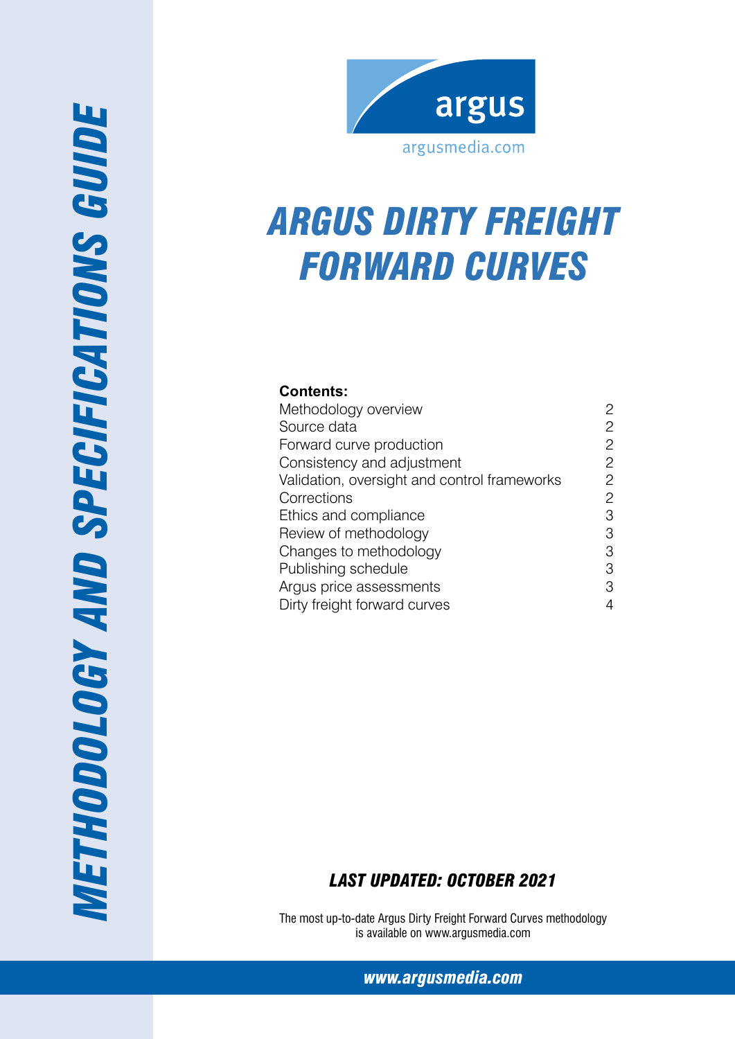# METHODOLOGY AND SPECIFICATIONS GUIDE

argus

argusmedia.com

# ARGUS DIRTY FREIGHT FORWARD CURVES

**Contents:**

| | |
|---|---|
| Methodology overview | 2 |
| Source data | 2 |
| Forward curve production | 2 |
| Consistency and adjustment | 2 |
| Validation, oversight and control frameworks | 2 |
| Corrections | 2 |
| Ethics and compliance | 3 |
| Review of methodology | 3 |
| Changes to methodology | 3 |
| Publishing schedule | 3 |
| Argus price assessments | 3 |
| Dirty freight forward curves | 4 |

***LAST UPDATED: OCTOBER 2021***

The most up-to-date Argus Dirty Freight Forward Curves methodology is available on www.argusmedia.com

*www.argusmedia.com*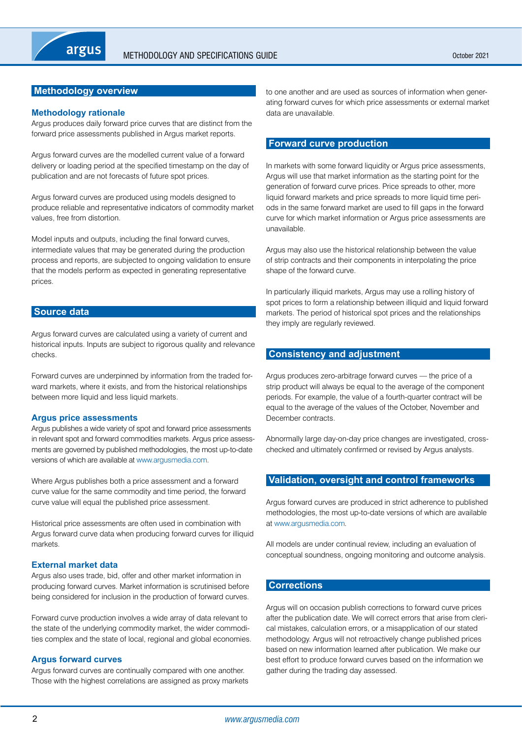## Methodology overview

### Methodology rationale

Argus produces daily forward price curves that are distinct from the forward price assessments published in Argus market reports.

Argus forward curves are the modelled current value of a forward delivery or loading period at the specified timestamp on the day of publication and are not forecasts of future spot prices.

Argus forward curves are produced using models designed to produce reliable and representative indicators of commodity market values, free from distortion.

Model inputs and outputs, including the final forward curves, intermediate values that may be generated during the production process and reports, are subjected to ongoing validation to ensure that the models perform as expected in generating representative prices.

## Source data

Argus forward curves are calculated using a variety of current and historical inputs. Inputs are subject to rigorous quality and relevance checks.

Forward curves are underpinned by information from the traded forward markets, where it exists, and from the historical relationships between more liquid and less liquid markets.

### Argus price assessments

Argus publishes a wide variety of spot and forward price assessments in relevant spot and forward commodities markets. Argus price assessments are governed by published methodologies, the most up-to-date versions of which are available at www.argusmedia.com.

Where Argus publishes both a price assessment and a forward curve value for the same commodity and time period, the forward curve value will equal the published price assessment.

Historical price assessments are often used in combination with Argus forward curve data when producing forward curves for illiquid markets.

### External market data

Argus also uses trade, bid, offer and other market information in producing forward curves. Market information is scrutinised before being considered for inclusion in the production of forward curves.

Forward curve production involves a wide array of data relevant to the state of the underlying commodity market, the wider commodities complex and the state of local, regional and global economies.

### Argus forward curves

Argus forward curves are continually compared with one another. Those with the highest correlations are assigned as proxy markets to one another and are used as sources of information when generating forward curves for which price assessments or external market data are unavailable.

## Forward curve production

In markets with some forward liquidity or Argus price assessments, Argus will use that market information as the starting point for the generation of forward curve prices. Price spreads to other, more liquid forward markets and price spreads to more liquid time periods in the same forward market are used to fill gaps in the forward curve for which market information or Argus price assessments are unavailable.

Argus may also use the historical relationship between the value of strip contracts and their components in interpolating the price shape of the forward curve.

In particularly illiquid markets, Argus may use a rolling history of spot prices to form a relationship between illiquid and liquid forward markets. The period of historical spot prices and the relationships they imply are regularly reviewed.

## Consistency and adjustment

Argus produces zero-arbitrage forward curves — the price of a strip product will always be equal to the average of the component periods. For example, the value of a fourth-quarter contract will be equal to the average of the values of the October, November and December contracts.

Abnormally large day-on-day price changes are investigated, cross-checked and ultimately confirmed or revised by Argus analysts.

## Validation, oversight and control frameworks

Argus forward curves are produced in strict adherence to published methodologies, the most up-to-date versions of which are available at www.argusmedia.com.

All models are under continual review, including an evaluation of conceptual soundness, ongoing monitoring and outcome analysis.

## Corrections

Argus will on occasion publish corrections to forward curve prices after the publication date. We will correct errors that arise from clerical mistakes, calculation errors, or a misapplication of our stated methodology. Argus will not retroactively change published prices based on new information learned after publication. We make our best effort to produce forward curves based on the information we gather during the trading day assessed.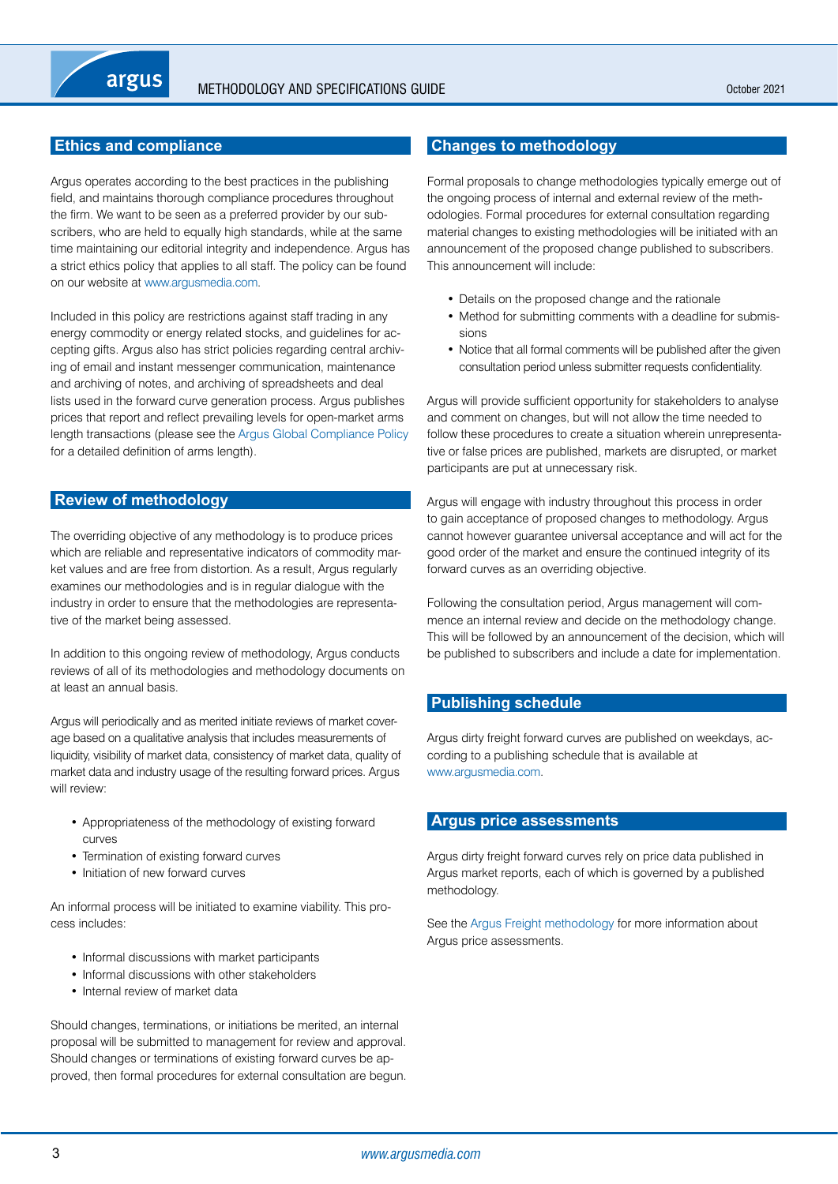## Ethics and compliance

Argus operates according to the best practices in the publishing field, and maintains thorough compliance procedures throughout the firm. We want to be seen as a preferred provider by our subscribers, who are held to equally high standards, while at the same time maintaining our editorial integrity and independence. Argus has a strict ethics policy that applies to all staff. The policy can be found on our website at www.argusmedia.com.

Included in this policy are restrictions against staff trading in any energy commodity or energy related stocks, and guidelines for accepting gifts. Argus also has strict policies regarding central archiving of email and instant messenger communication, maintenance and archiving of notes, and archiving of spreadsheets and deal lists used in the forward curve generation process. Argus publishes prices that report and reflect prevailing levels for open-market arms length transactions (please see the Argus Global Compliance Policy for a detailed definition of arms length).

## Review of methodology

The overriding objective of any methodology is to produce prices which are reliable and representative indicators of commodity market values and are free from distortion. As a result, Argus regularly examines our methodologies and is in regular dialogue with the industry in order to ensure that the methodologies are representative of the market being assessed.

In addition to this ongoing review of methodology, Argus conducts reviews of all of its methodologies and methodology documents on at least an annual basis.

Argus will periodically and as merited initiate reviews of market coverage based on a qualitative analysis that includes measurements of liquidity, visibility of market data, consistency of market data, quality of market data and industry usage of the resulting forward prices. Argus will review:

- Appropriateness of the methodology of existing forward curves
- Termination of existing forward curves
- Initiation of new forward curves

An informal process will be initiated to examine viability. This process includes:

- Informal discussions with market participants
- Informal discussions with other stakeholders
- Internal review of market data

Should changes, terminations, or initiations be merited, an internal proposal will be submitted to management for review and approval. Should changes or terminations of existing forward curves be approved, then formal procedures for external consultation are begun.

## Changes to methodology

Formal proposals to change methodologies typically emerge out of the ongoing process of internal and external review of the methodologies. Formal procedures for external consultation regarding material changes to existing methodologies will be initiated with an announcement of the proposed change published to subscribers. This announcement will include:

- Details on the proposed change and the rationale
- Method for submitting comments with a deadline for submissions
- Notice that all formal comments will be published after the given consultation period unless submitter requests confidentiality.

Argus will provide sufficient opportunity for stakeholders to analyse and comment on changes, but will not allow the time needed to follow these procedures to create a situation wherein unrepresentative or false prices are published, markets are disrupted, or market participants are put at unnecessary risk.

Argus will engage with industry throughout this process in order to gain acceptance of proposed changes to methodology. Argus cannot however guarantee universal acceptance and will act for the good order of the market and ensure the continued integrity of its forward curves as an overriding objective.

Following the consultation period, Argus management will commence an internal review and decide on the methodology change. This will be followed by an announcement of the decision, which will be published to subscribers and include a date for implementation.

## Publishing schedule

Argus dirty freight forward curves are published on weekdays, according to a publishing schedule that is available at www.argusmedia.com.

## Argus price assessments

Argus dirty freight forward curves rely on price data published in Argus market reports, each of which is governed by a published methodology.

See the Argus Freight methodology for more information about Argus price assessments.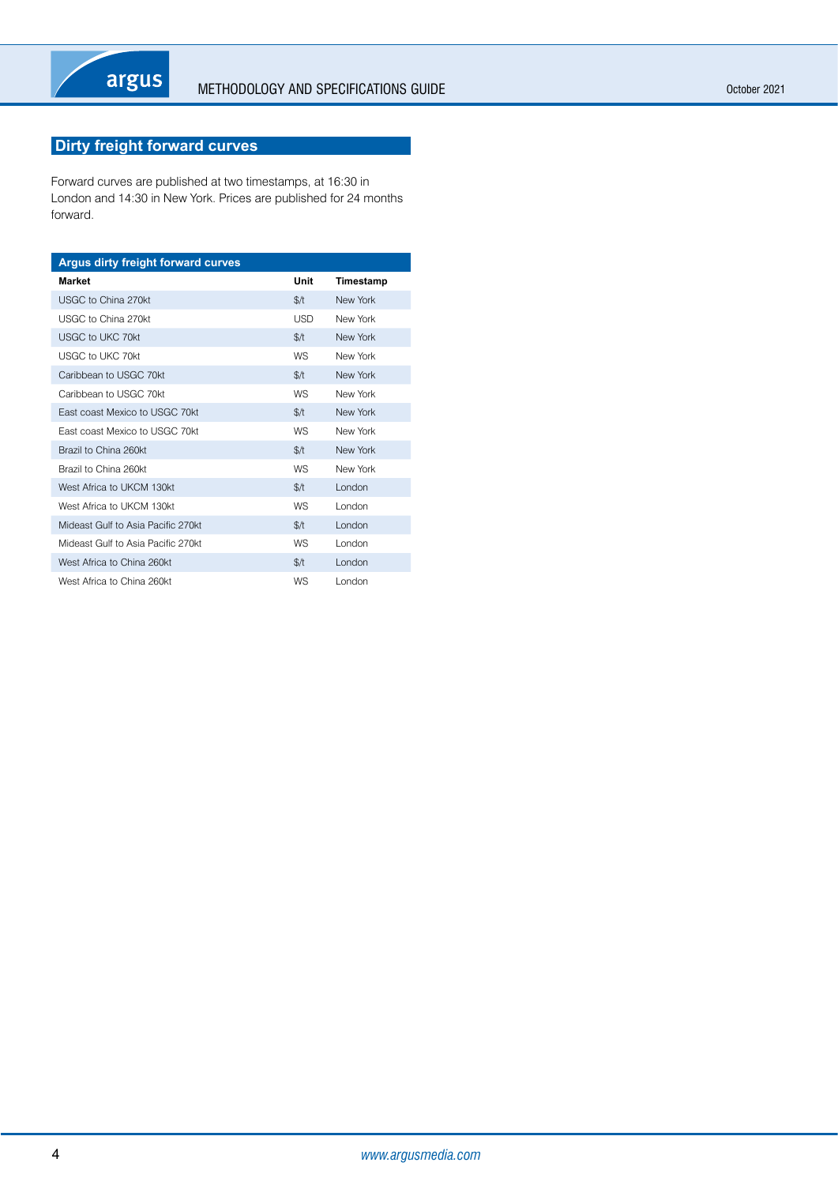## Dirty freight forward curves

Forward curves are published at two timestamps, at 16:30 in London and 14:30 in New York. Prices are published for 24 months forward.

**Argus dirty freight forward curves**

| Market | Unit | Timestamp |
|---|---|---|
| USGC to China 270kt | $/t | New York |
| USGC to China 270kt | USD | New York |
| USGC to UKC 70kt | $/t | New York |
| USGC to UKC 70kt | WS | New York |
| Caribbean to USGC 70kt | $/t | New York |
| Caribbean to USGC 70kt | WS | New York |
| East coast Mexico to USGC 70kt | $/t | New York |
| East coast Mexico to USGC 70kt | WS | New York |
| Brazil to China 260kt | $/t | New York |
| Brazil to China 260kt | WS | New York |
| West Africa to UKCM 130kt | $/t | London |
| West Africa to UKCM 130kt | WS | London |
| Mideast Gulf to Asia Pacific 270kt | $/t | London |
| Mideast Gulf to Asia Pacific 270kt | WS | London |
| West Africa to China 260kt | $/t | London |
| West Africa to China 260kt | WS | London |